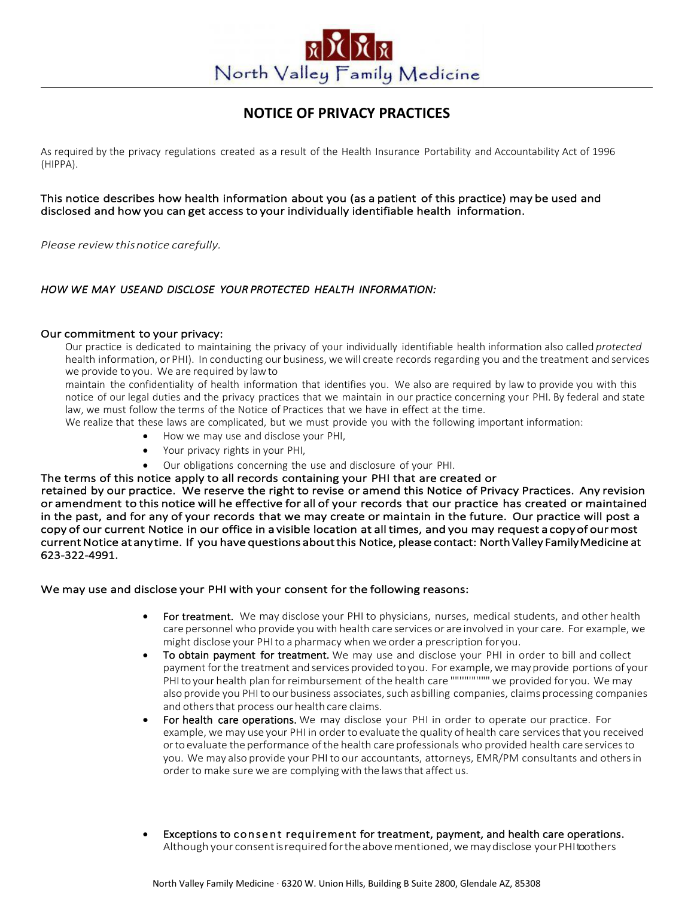North Valley Family Medicine

# NOTICE OF PRIVACY PRACTICES

As required by the privacy regulations created as a result of the Health Insurance Portability and Accountability Act of 1996 (HIPPA).

**This notice describes how health information about you (as a patient of this practice) may be used and disclosed and how you can get access to your individually identifiable health information.**

*Please review this notice carefully.*

*HOW WE MAY USE AND DISCLOSE YOUR PROTECTED HEALTH INFORMATION:*

**Our commitment to your privacy:**

Our practice is dedicated to maintaining the privacy of your individually identifiable health information also called *protected* health information, or PHI). In conducting our business, we will create records regarding you and the treatment and services we provide to you. We are required by law to maintain the confidentiality of health information that identifies you. We also are required by law to provide you with this notice of our legal duties and the privacy practices that we maintain in our practice concerning your PHI. By federal and state law, we must follow the terms of the Notice of Practices that we have in effect at the time.

We realize that these laws are complicated, but we must provide you with the following important information:

- How we may use and disclose your PHI,
- Your privacy rights in your PHI,
- Our obligations concerning the use and disclosure of your PHI.

**The terms of this notice apply to all records containing your PHI that are created or retained by our practice. We reserve the right to revise or amend this Notice of Privacy Practices. Any revision or amendment to this notice will be effective for all of your records that our practice has created or maintained in the past, and for any of your records that we may create or maintain in the future. Our practice will post a copy of our current Notice in our office in a visible location at all times, and you may request a copy of our most current Notice at any time. If you have questions about this Notice, please contact: North Valley Family Medicine at 623-322-4991.**

**We may use and disclose your PHI with your consent for the following reasons:**

- **For treatment.** We may disclose your PHI to physicians, nurses, medical students, and other health care personnel who provide you with health care services or are involved in your care. For example, we might disclose your PHI to a pharmacy when we order a prescription for you.
- **To obtain payment for treatment.** We may use and disclose your PHI in order to bill and collect payment for the treatment and services provided to you. For example, we may provide portions of your PHI to your health plan for reimbursement of the health care """""""""" we provided for you. We may also provide you PHI to our business associates, such as billing companies, claims processing companies and others that process our health care claims.
- **For health care operations.** We may disclose your PHI in order to operate our practice. For example, we may use your PHI in order to evaluate the quality of health care services that you received or to evaluate the performance of the health care professionals who provided health care services to you. We may also provide your PHI to our accountants, attorneys, EMR/PM consultants and others in order to make sure we are complying with the laws that affect us.

- **Exceptions to consent requirement for treatment, payment, and health care operations.** Although your consent is required for the above mentioned, we may disclose your PHI to others

North Valley Family Medicine · 6320 W. Union Hills, Building B Suite 2800, Glendale AZ, 85308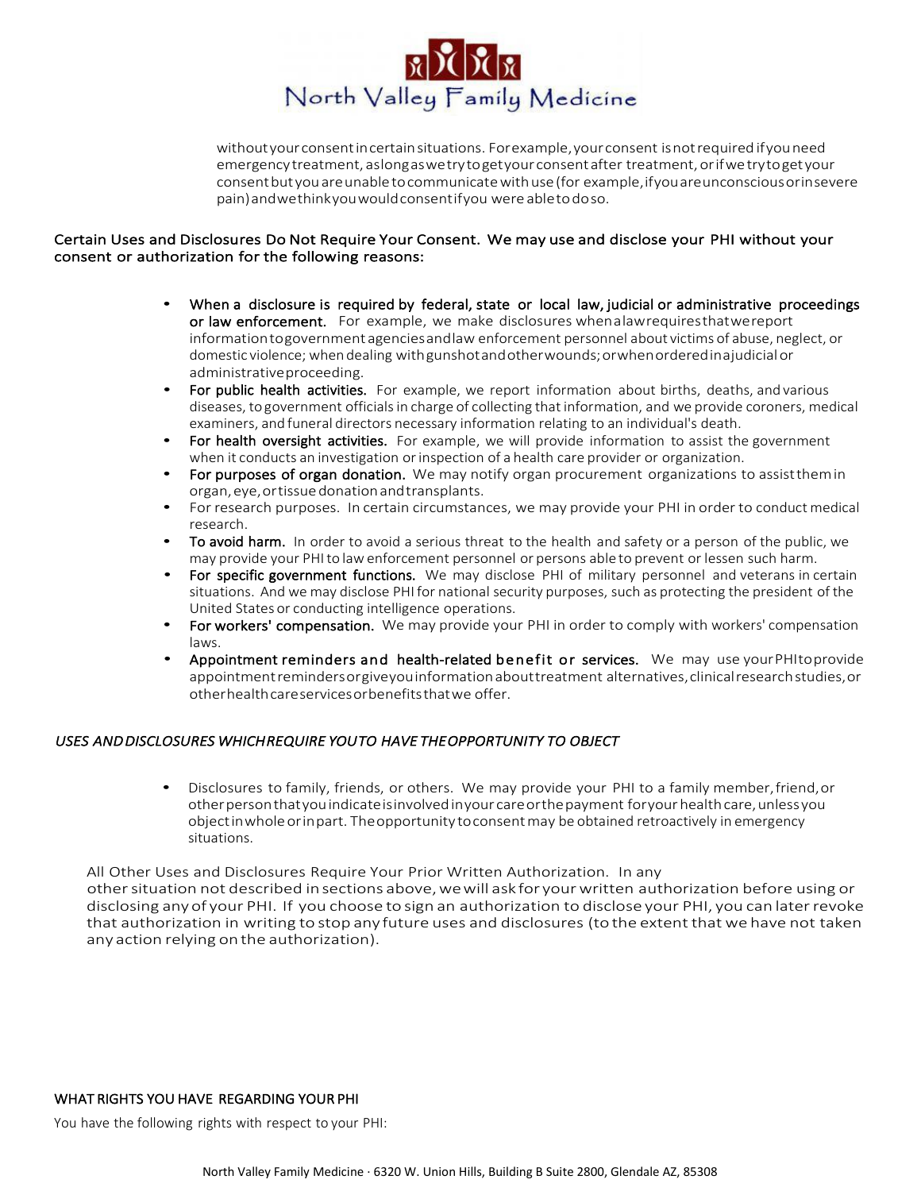without your consent in certain situations. For example, your consent is not required if you need emergency treatment, as long as we try to get your consent after treatment, or if we try to get your consent but you are unable to communicate with use (for example, if you are unconscious or in severe pain) and we think you would consent if you were able to do so.

**Certain Uses and Disclosures Do Not Require Your Consent. We may use and disclose your PHI without your consent or authorization for the following reasons:**

- **When a disclosure is required by federal, state or local law, judicial or administrative proceedings or law enforcement.** For example, we make disclosures when a law requires that we report information to government agencies and law enforcement personnel about victims of abuse, neglect, or domestic violence; when dealing with gunshot and other wounds; or when ordered in a judicial or administrative proceeding.
- **For public health activities.** For example, we report information about births, deaths, and various diseases, to government officials in charge of collecting that information, and we provide coroners, medical examiners, and funeral directors necessary information relating to an individual's death.
- **For health oversight activities.** For example, we will provide information to assist the government when it conducts an investigation or inspection of a health care provider or organization.
- **For purposes of organ donation.** We may notify organ procurement organizations to assist them in organ, eye, or tissue donation and transplants.
- For research purposes. In certain circumstances, we may provide your PHI in order to conduct medical research.
- **To avoid harm.** In order to avoid a serious threat to the health and safety or a person of the public, we may provide your PHI to law enforcement personnel or persons able to prevent or lessen such harm.
- **For specific government functions.** We may disclose PHI of military personnel and veterans in certain situations. And we may disclose PHI for national security purposes, such as protecting the president of the United States or conducting intelligence operations.
- **For workers' compensation.** We may provide your PHI in order to comply with workers' compensation laws.
- **Appointment reminders and health-related benefit or services.** We may use your PHI to provide appointment reminders or give you information about treatment alternatives, clinical research studies, or other health care services or benefits that we offer.

*USES AND DISCLOSURES WHICH REQUIRE YOU TO HAVE THE OPPORTUNITY TO OBJECT*

- Disclosures to family, friends, or others. We may provide your PHI to a family member, friend, or other person that you indicate is involved in your care or the payment for your health care, unless you object in whole or in part. The opportunity to consent may be obtained retroactively in emergency situations.

All Other Uses and Disclosures Require Your Prior Written Authorization. In any other situation not described in sections above, we will ask for your written authorization before using or disclosing any of your PHI. If you choose to sign an authorization to disclose your PHI, you can later revoke that authorization in writing to stop any future uses and disclosures (to the extent that we have not taken any action relying on the authorization).

WHAT RIGHTS YOU HAVE REGARDING YOUR PHI

You have the following rights with respect to your PHI: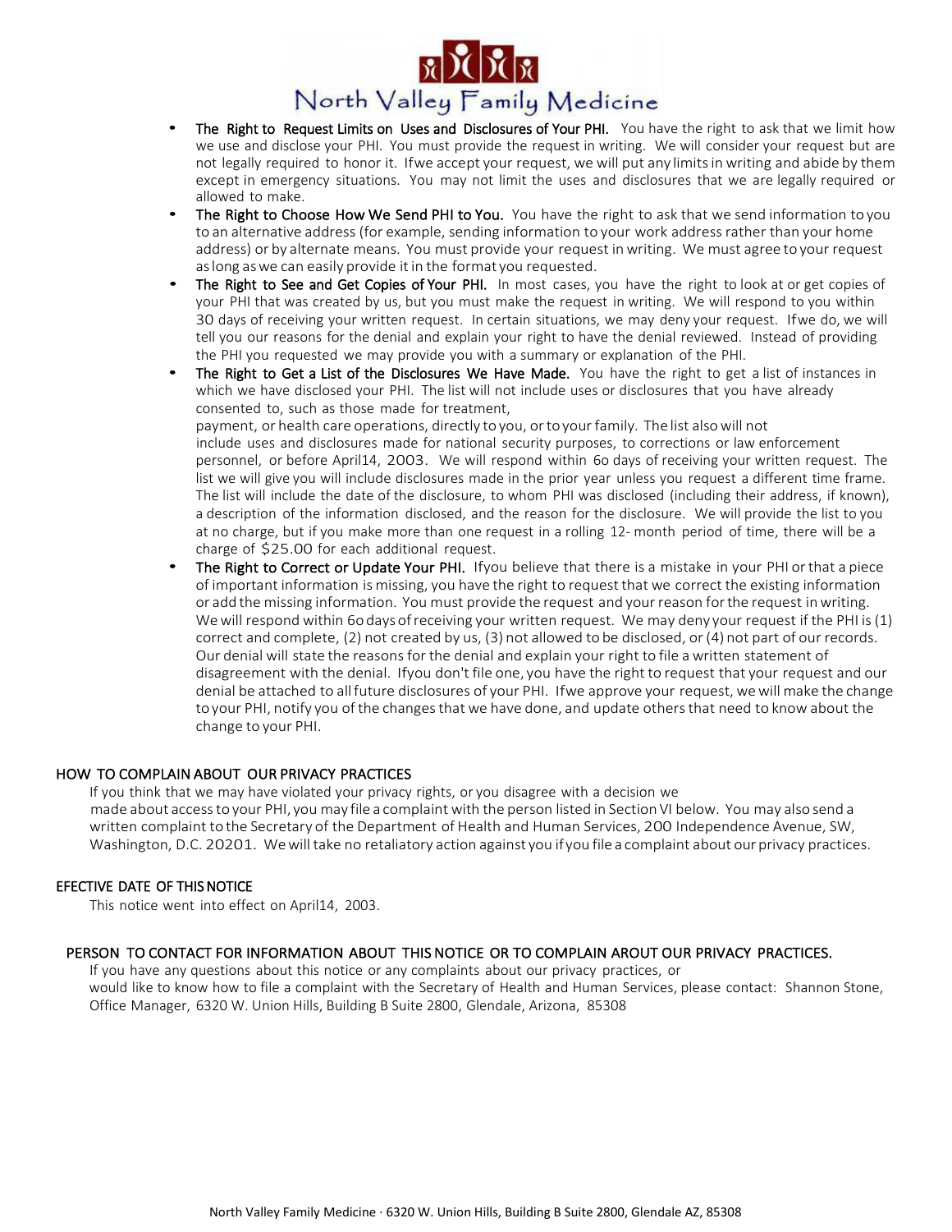- **The Right to Request Limits on Uses and Disclosures of Your PHI.** You have the right to ask that we limit how we use and disclose your PHI. You must provide the request in writing. We will consider your request but are not legally required to honor it. If we accept your request, we will put any limits in writing and abide by them except in emergency situations. You may not limit the uses and disclosures that we are legally required or allowed to make.
- **The Right to Choose How We Send PHI to You.** You have the right to ask that we send information to you to an alternative address (for example, sending information to your work address rather than your home address) or by alternate means. You must provide your request in writing. We must agree to your request as long as we can easily provide it in the format you requested.
- **The Right to See and Get Copies of Your PHI.** In most cases, you have the right to look at or get copies of your PHI that was created by us, but you must make the request in writing. We will respond to you within 30 days of receiving your written request. In certain situations, we may deny your request. If we do, we will tell you our reasons for the denial and explain your right to have the denial reviewed. Instead of providing the PHI you requested we may provide you with a summary or explanation of the PHI.
- **The Right to Get a List of the Disclosures We Have Made.** You have the right to get a list of instances in which we have disclosed your PHI. The list will not include uses or disclosures that you have already consented to, such as those made for treatment, payment, or health care operations, directly to you, or to your family. The list also will not include uses and disclosures made for national security purposes, to corrections or law enforcement personnel, or before April14, 2003. We will respond within 60 days of receiving your written request. The list we will give you will include disclosures made in the prior year unless you request a different time frame. The list will include the date of the disclosure, to whom PHI was disclosed (including their address, if known), a description of the information disclosed, and the reason for the disclosure. We will provide the list to you at no charge, but if you make more than one request in a rolling 12- month period of time, there will be a charge of $25.00 for each additional request.
- **The Right to Correct or Update Your PHI.** If you believe that there is a mistake in your PHI or that a piece of important information is missing, you have the right to request that we correct the existing information or add the missing information. You must provide the request and your reason for the request in writing. We will respond within 60 days of receiving your written request. We may deny your request if the PHI is (1) correct and complete, (2) not created by us, (3) not allowed to be disclosed, or (4) not part of our records. Our denial will state the reasons for the denial and explain your right to file a written statement of disagreement with the denial. If you don't file one, you have the right to request that your request and our denial be attached to all future disclosures of your PHI. If we approve your request, we will make the change to your PHI, notify you of the changes that we have done, and update others that need to know about the change to your PHI.

## HOW TO COMPLAIN ABOUT OUR PRIVACY PRACTICES

If you think that we may have violated your privacy rights, or you disagree with a decision we made about access to your PHI, you may file a complaint with the person listed in Section VI below. You may also send a written complaint to the Secretary of the Department of Health and Human Services, 200 Independence Avenue, SW, Washington, D.C. 20201. We will take no retaliatory action against you if you file a complaint about our privacy practices.

## EFECTIVE DATE OF THIS NOTICE

This notice went into effect on April14, 2003.

## PERSON TO CONTACT FOR INFORMATION ABOUT THIS NOTICE OR TO COMPLAIN AROUT OUR PRIVACY PRACTICES.

If you have any questions about this notice or any complaints about our privacy practices, or would like to know how to file a complaint with the Secretary of Health and Human Services, please contact: Shannon Stone, Office Manager, 6320 W. Union Hills, Building B Suite 2800, Glendale, Arizona, 85308